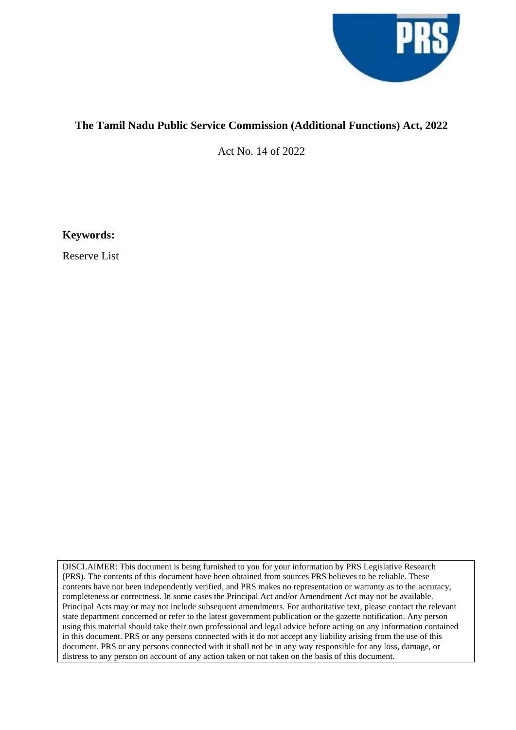# The Tamil Nadu Public Service Commission (Additional Functions) Act, 2022

Act No. 14 of 2022

**Keywords:**

Reserve List

DISCLAIMER: This document is being furnished to you for your information by PRS Legislative Research (PRS). The contents of this document have been obtained from sources PRS believes to be reliable. These contents have not been independently verified, and PRS makes no representation or warranty as to the accuracy, completeness or correctness. In some cases the Principal Act and/or Amendment Act may not be available. Principal Acts may or may not include subsequent amendments. For authoritative text, please contact the relevant state department concerned or refer to the latest government publication or the gazette notification. Any person using this material should take their own professional and legal advice before acting on any information contained in this document. PRS or any persons connected with it do not accept any liability arising from the use of this document. PRS or any persons connected with it shall not be in any way responsible for any loss, damage, or distress to any person on account of any action taken or not taken on the basis of this document.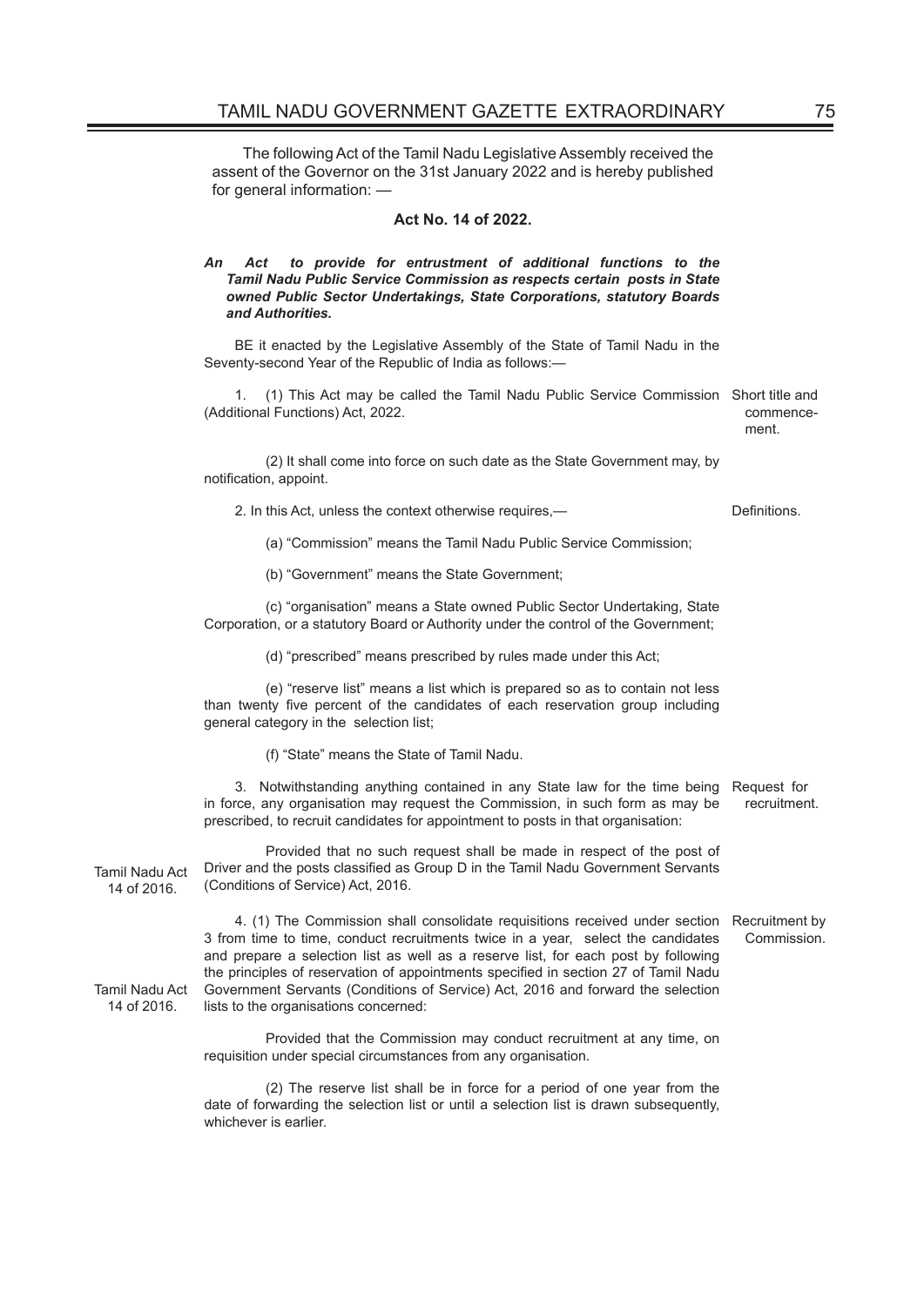The following Act of the Tamil Nadu Legislative Assembly received the assent of the Governor on the 31st January 2022 and is hereby published for general information: —

**Act No. 14 of 2022.**

***An Act to provide for entrustment of additional functions to the Tamil Nadu Public Service Commission as respects certain posts in State owned Public Sector Undertakings, State Corporations, statutory Boards and Authorities.***

BE it enacted by the Legislative Assembly of the State of Tamil Nadu in the Seventy-second Year of the Republic of India as follows:—

Short title and commencement.

1. (1) This Act may be called the Tamil Nadu Public Service Commission (Additional Functions) Act, 2022.

(2) It shall come into force on such date as the State Government may, by notification, appoint.

Definitions.

2. In this Act, unless the context otherwise requires,—

(a) "Commission" means the Tamil Nadu Public Service Commission;

(b) "Government" means the State Government;

(c) "organisation" means a State owned Public Sector Undertaking, State Corporation, or a statutory Board or Authority under the control of the Government;

(d) "prescribed" means prescribed by rules made under this Act;

(e) "reserve list" means a list which is prepared so as to contain not less than twenty five percent of the candidates of each reservation group including general category in the selection list;

(f) "State" means the State of Tamil Nadu.

Request for recruitment.

3. Notwithstanding anything contained in any State law for the time being in force, any organisation may request the Commission, in such form as may be prescribed, to recruit candidates for appointment to posts in that organisation:

Tamil Nadu Act 14 of 2016.

Provided that no such request shall be made in respect of the post of Driver and the posts classified as Group D in the Tamil Nadu Government Servants (Conditions of Service) Act, 2016.

Recruitment by Commission.

Tamil Nadu Act 14 of 2016.

4. (1) The Commission shall consolidate requisitions received under section 3 from time to time, conduct recruitments twice in a year, select the candidates and prepare a selection list as well as a reserve list, for each post by following the principles of reservation of appointments specified in section 27 of Tamil Nadu Government Servants (Conditions of Service) Act, 2016 and forward the selection lists to the organisations concerned:

Provided that the Commission may conduct recruitment at any time, on requisition under special circumstances from any organisation.

(2) The reserve list shall be in force for a period of one year from the date of forwarding the selection list or until a selection list is drawn subsequently, whichever is earlier.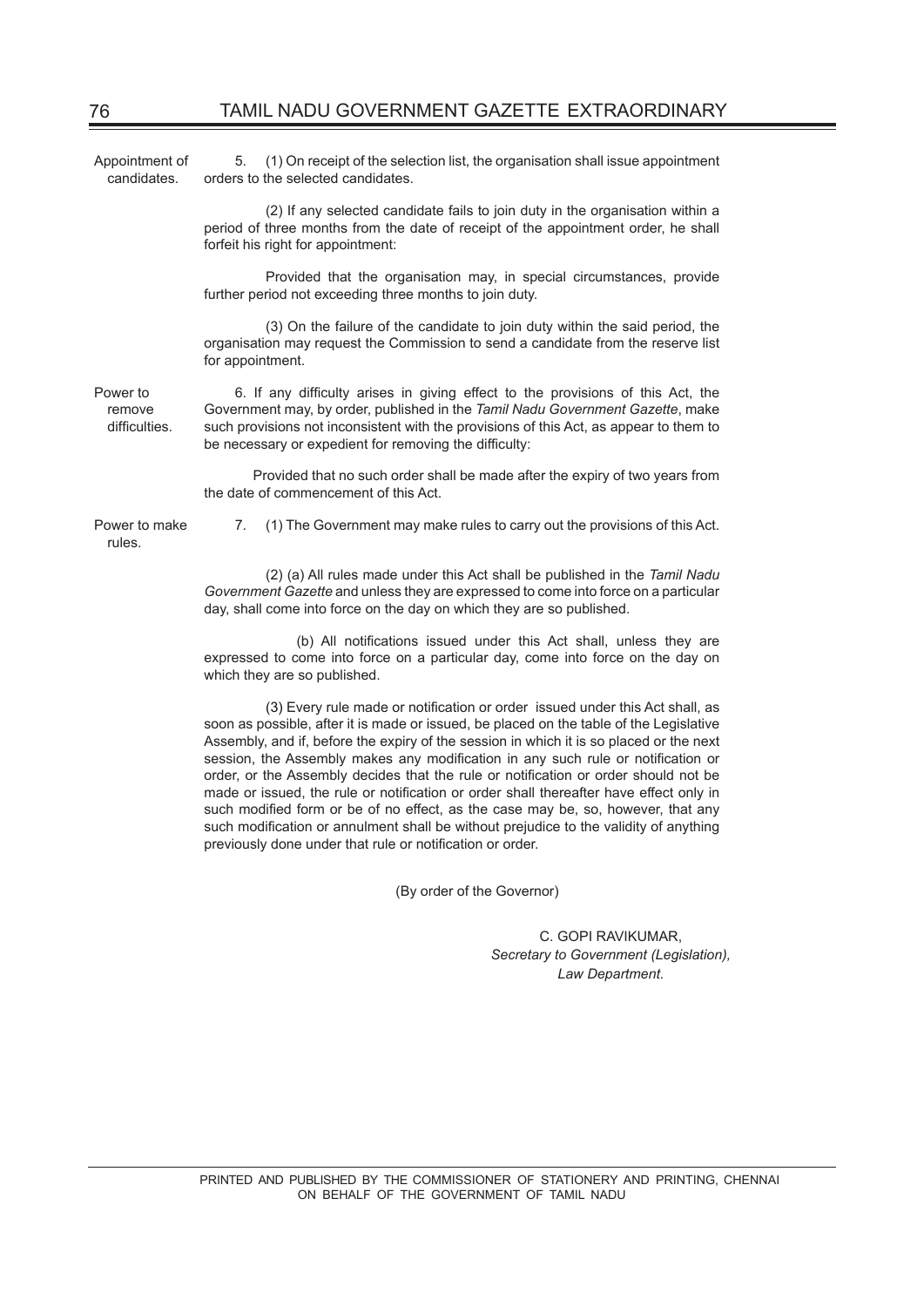Appointment of candidates.

5. (1) On receipt of the selection list, the organisation shall issue appointment orders to the selected candidates.

(2) If any selected candidate fails to join duty in the organisation within a period of three months from the date of receipt of the appointment order, he shall forfeit his right for appointment:

Provided that the organisation may, in special circumstances, provide further period not exceeding three months to join duty.

(3) On the failure of the candidate to join duty within the said period, the organisation may request the Commission to send a candidate from the reserve list for appointment.

Power to remove difficulties.

6. If any difficulty arises in giving effect to the provisions of this Act, the Government may, by order, published in the *Tamil Nadu Government Gazette*, make such provisions not inconsistent with the provisions of this Act, as appear to them to be necessary or expedient for removing the difficulty:

Provided that no such order shall be made after the expiry of two years from the date of commencement of this Act.

Power to make rules.

7. (1) The Government may make rules to carry out the provisions of this Act.

(2) (a) All rules made under this Act shall be published in the *Tamil Nadu Government Gazette* and unless they are expressed to come into force on a particular day, shall come into force on the day on which they are so published.

(b) All notifications issued under this Act shall, unless they are expressed to come into force on a particular day, come into force on the day on which they are so published.

(3) Every rule made or notification or order issued under this Act shall, as soon as possible, after it is made or issued, be placed on the table of the Legislative Assembly, and if, before the expiry of the session in which it is so placed or the next session, the Assembly makes any modification in any such rule or notification or order, or the Assembly decides that the rule or notification or order should not be made or issued, the rule or notification or order shall thereafter have effect only in such modified form or be of no effect, as the case may be, so, however, that any such modification or annulment shall be without prejudice to the validity of anything previously done under that rule or notification or order.

(By order of the Governor)

C. GOPI RAVIKUMAR,
*Secretary to Government (Legislation),*
*Law Department.*

PRINTED AND PUBLISHED BY THE COMMISSIONER OF STATIONERY AND PRINTING, CHENNAI ON BEHALF OF THE GOVERNMENT OF TAMIL NADU